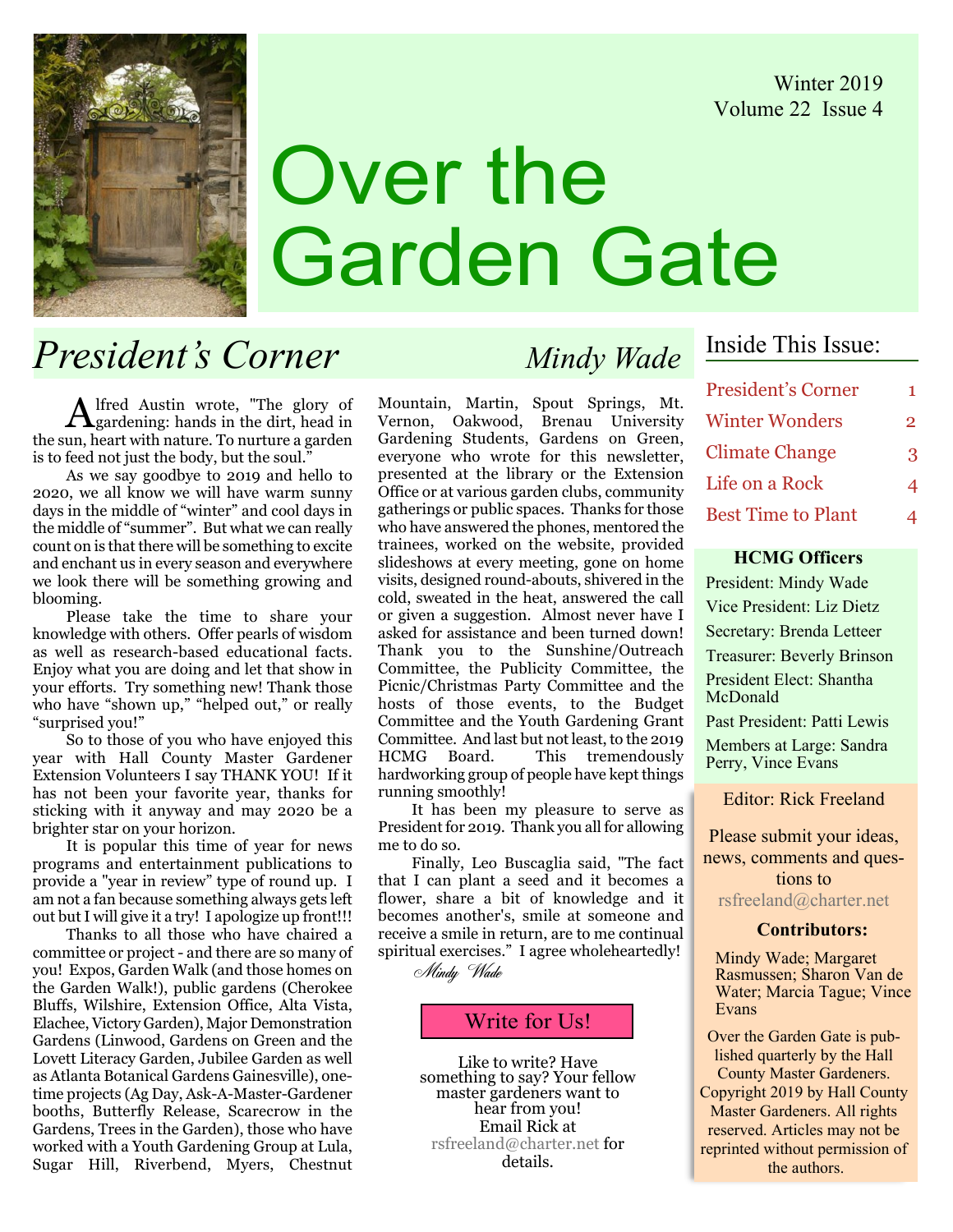Winter 2019
Volume 22 Issue 4

# Over the Garden Gate

## *President's Corner* — *Mindy Wade*

Alfred Austin wrote, "The glory of gardening: hands in the dirt, head in the sun, heart with nature. To nurture a garden is to feed not just the body, but the soul."

As we say goodbye to 2019 and hello to 2020, we all know we will have warm sunny days in the middle of "winter" and cool days in the middle of "summer". But what we can really count on is that there will be something to excite and enchant us in every season and everywhere we look there will be something growing and blooming.

Please take the time to share your knowledge with others. Offer pearls of wisdom as well as research-based educational facts. Enjoy what you are doing and let that show in your efforts. Try something new! Thank those who have "shown up," "helped out," or really "surprised you!"

So to those of you who have enjoyed this year with Hall County Master Gardener Extension Volunteers I say THANK YOU! If it has not been your favorite year, thanks for sticking with it anyway and may 2020 be a brighter star on your horizon.

It is popular this time of year for news programs and entertainment publications to provide a "year in review" type of round up. I am not a fan because something always gets left out but I will give it a try! I apologize up front!!!

Thanks to all those who have chaired a committee or project - and there are so many of you! Expos, Garden Walk (and those homes on the Garden Walk!), public gardens (Cherokee Bluffs, Wilshire, Extension Office, Alta Vista, Elachee, Victory Garden), Major Demonstration Gardens (Linwood, Gardens on Green and the Lovett Literacy Garden, Jubilee Garden as well as Atlanta Botanical Gardens Gainesville), one-time projects (Ag Day, Ask-A-Master-Gardener booths, Butterfly Release, Scarecrow in the Gardens, Trees in the Garden), those who have worked with a Youth Gardening Group at Lula, Sugar Hill, Riverbend, Myers, Chestnut Mountain, Martin, Spout Springs, Mt. Vernon, Oakwood, Brenau University Gardening Students, Gardens on Green, everyone who wrote for this newsletter, presented at the library or the Extension Office or at various garden clubs, community gatherings or public spaces. Thanks for those who have answered the phones, mentored the trainees, worked on the website, provided slideshows at every meeting, gone on home visits, designed round-abouts, shivered in the cold, sweated in the heat, answered the call or given a suggestion. Almost never have I asked for assistance and been turned down! Thank you to the Sunshine/Outreach Committee, the Publicity Committee, the Picnic/Christmas Party Committee and the hosts of those events, to the Budget Committee and the Youth Gardening Grant Committee. And last but not least, to the 2019 HCMG Board. This tremendously hardworking group of people have kept things running smoothly!

It has been my pleasure to serve as President for 2019. Thank you all for allowing me to do so.

Finally, Leo Buscaglia said, "The fact that I can plant a seed and it becomes a flower, share a bit of knowledge and it becomes another's, smile at someone and receive a smile in return, are to me continual spiritual exercises." I agree wholeheartedly!

*Mindy Wade*

### Write for Us!

Like to write? Have something to say? Your fellow master gardeners want to hear from you! Email Rick at rsfreeland@charter.net for details.

### Inside This Issue:

| | |
|---|---|
| President's Corner | 1 |
| Winter Wonders | 2 |
| Climate Change | 3 |
| Life on a Rock | 4 |
| Best Time to Plant | 4 |

### HCMG Officers

- President: Mindy Wade
- Vice President: Liz Dietz
- Secretary: Brenda Letteer
- Treasurer: Beverly Brinson
- President Elect: Shantha McDonald
- Past President: Patti Lewis
- Members at Large: Sandra Perry, Vince Evans

Editor: Rick Freeland

Please submit your ideas, news, comments and questions to rsfreeland@charter.net

**Contributors:**

Mindy Wade; Margaret Rasmussen; Sharon Van de Water; Marcia Tague; Vince Evans

Over the Garden Gate is published quarterly by the Hall County Master Gardeners. Copyright 2019 by Hall County Master Gardeners. All rights reserved. Articles may not be reprinted without permission of the authors.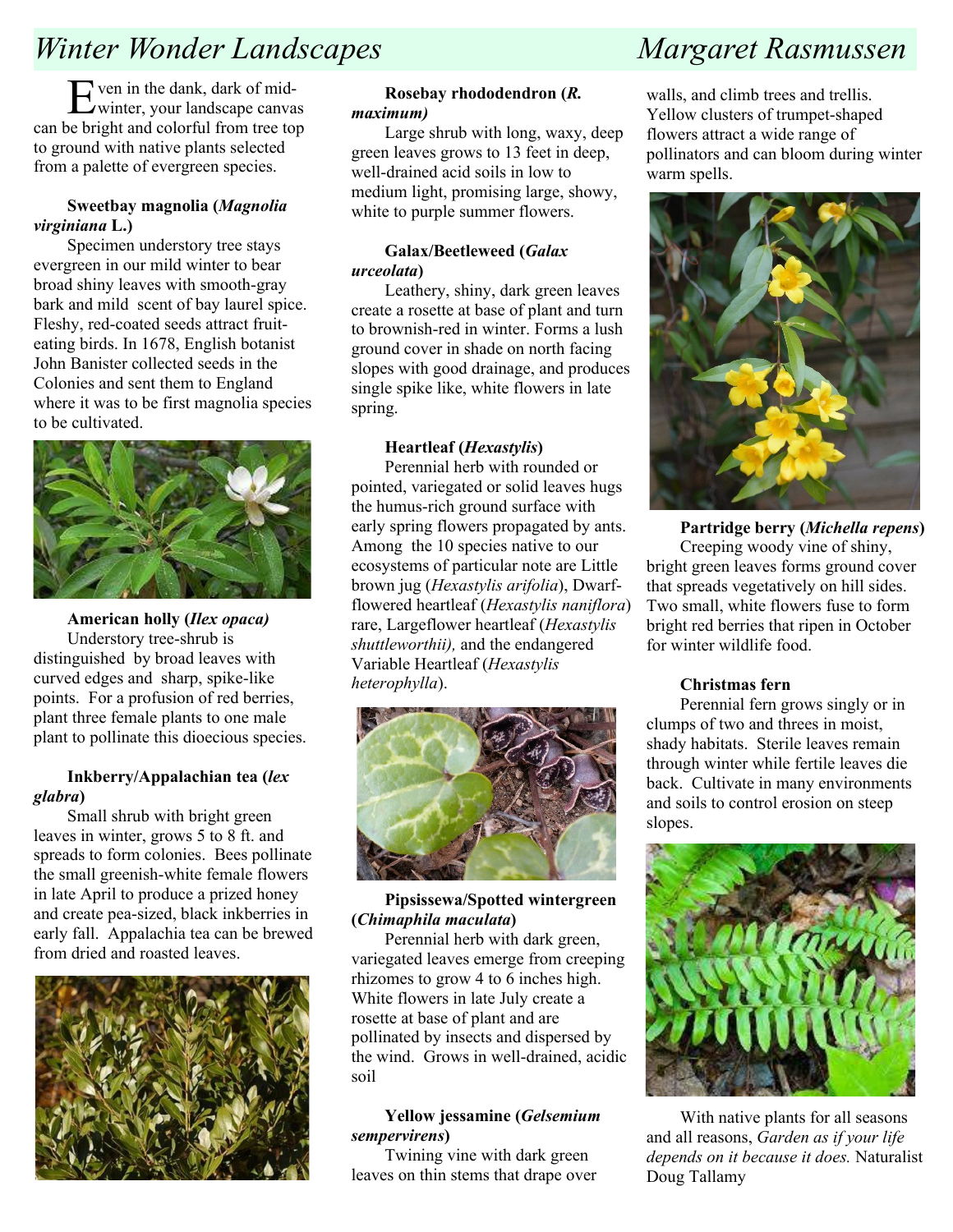# *Winter Wonder Landscapes* — *Margaret Rasmussen*

Even in the dank, dark of mid-winter, your landscape canvas can be bright and colorful from tree top to ground with native plants selected from a palette of evergreen species.

**Sweetbay magnolia (*Magnolia virginiana* L.)**

Specimen understory tree stays evergreen in our mild winter to bear broad shiny leaves with smooth-gray bark and mild scent of bay laurel spice. Fleshy, red-coated seeds attract fruit-eating birds. In 1678, English botanist John Banister collected seeds in the Colonies and sent them to England where it was to be first magnolia species to be cultivated.

**American holly (*Ilex opaca)***

Understory tree-shrub is distinguished by broad leaves with curved edges and sharp, spike-like points. For a profusion of red berries, plant three female plants to one male plant to pollinate this dioecious species.

**Inkberry/Appalachian tea (*lex glabra*)**

Small shrub with bright green leaves in winter, grows 5 to 8 ft. and spreads to form colonies. Bees pollinate the small greenish-white female flowers in late April to produce a prized honey and create pea-sized, black inkberries in early fall. Appalachia tea can be brewed from dried and roasted leaves.

**Rosebay rhododendron (*R. maximum)***

Large shrub with long, waxy, deep green leaves grows to 13 feet in deep, well-drained acid soils in low to medium light, promising large, showy, white to purple summer flowers.

**Galax/Beetleweed (*Galax urceolata*)**

Leathery, shiny, dark green leaves create a rosette at base of plant and turn to brownish-red in winter. Forms a lush ground cover in shade on north facing slopes with good drainage, and produces single spike like, white flowers in late spring.

**Heartleaf (*Hexastylis*)**

Perennial herb with rounded or pointed, variegated or solid leaves hugs the humus-rich ground surface with early spring flowers propagated by ants. Among the 10 species native to our ecosystems of particular note are Little brown jug (*Hexastylis arifolia*), Dwarf-flowered heartleaf (*Hexastylis naniflora*) rare, Largeflower heartleaf (*Hexastylis shuttleworthii),* and the endangered Variable Heartleaf (*Hexastylis heterophylla*).

**Pipsissewa/Spotted wintergreen (*Chimaphila maculata*)**

Perennial herb with dark green, variegated leaves emerge from creeping rhizomes to grow 4 to 6 inches high. White flowers in late July create a rosette at base of plant and are pollinated by insects and dispersed by the wind. Grows in well-drained, acidic soil

**Yellow jessamine (*Gelsemium sempervirens*)**

Twining vine with dark green leaves on thin stems that drape over walls, and climb trees and trellis. Yellow clusters of trumpet-shaped flowers attract a wide range of pollinators and can bloom during winter warm spells.

**Partridge berry (*Michella repens*)**

Creeping woody vine of shiny, bright green leaves forms ground cover that spreads vegetatively on hill sides. Two small, white flowers fuse to form bright red berries that ripen in October for winter wildlife food.

**Christmas fern**

Perennial fern grows singly or in clumps of two and threes in moist, shady habitats. Sterile leaves remain through winter while fertile leaves die back. Cultivate in many environments and soils to control erosion on steep slopes.

With native plants for all seasons and all reasons, *Garden as if your life depends on it because it does.* Naturalist Doug Tallamy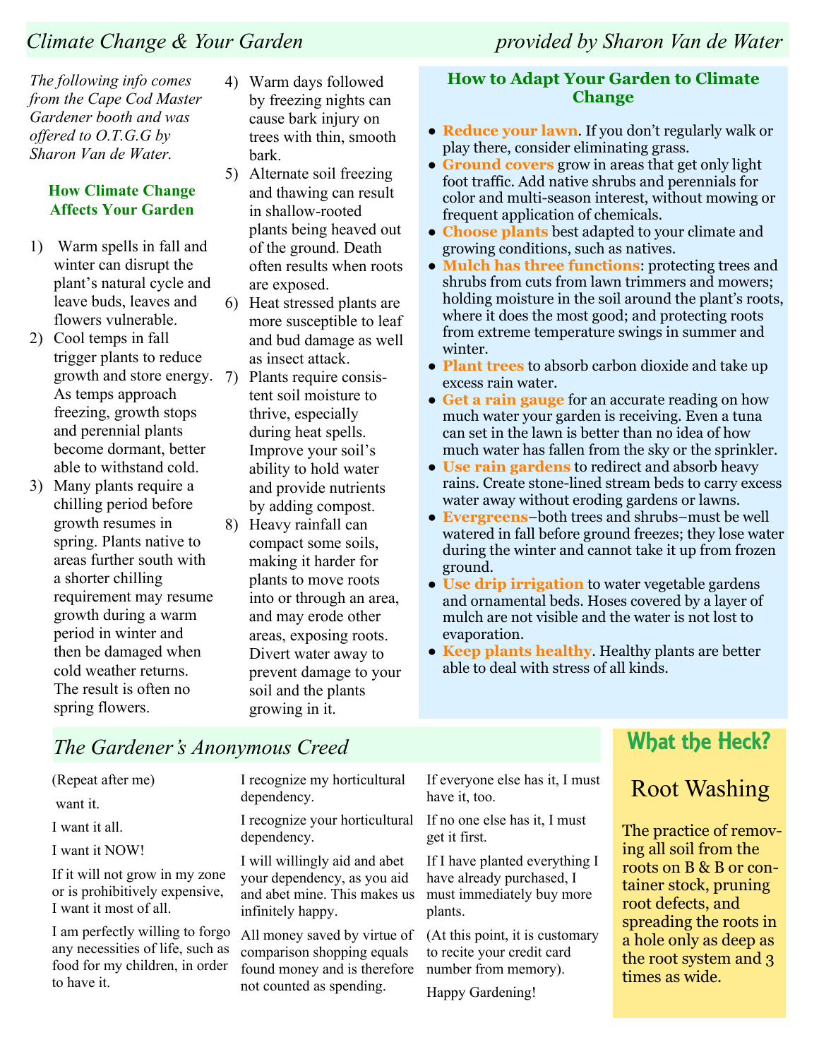## *Climate Change & Your Garden*

*provided by Sharon Van de Water*

*The following info comes from the Cape Cod Master Gardener booth and was offered to O.T.G.G by Sharon Van de Water.*

### How Climate Change Affects Your Garden

1) Warm spells in fall and winter can disrupt the plant's natural cycle and leave buds, leaves and flowers vulnerable.
2) Cool temps in fall trigger plants to reduce growth and store energy. As temps approach freezing, growth stops and perennial plants become dormant, better able to withstand cold.
3) Many plants require a chilling period before growth resumes in spring. Plants native to areas further south with a shorter chilling requirement may resume growth during a warm period in winter and then be damaged when cold weather returns. The result is often no spring flowers.
4) Warm days followed by freezing nights can cause bark injury on trees with thin, smooth bark.
5) Alternate soil freezing and thawing can result in shallow-rooted plants being heaved out of the ground. Death often results when roots are exposed.
6) Heat stressed plants are more susceptible to leaf and bud damage as well as insect attack.
7) Plants require consistent soil moisture to thrive, especially during heat spells. Improve your soil's ability to hold water and provide nutrients by adding compost.
8) Heavy rainfall can compact some soils, making it harder for plants to move roots into or through an area, and may erode other areas, exposing roots. Divert water away to prevent damage to your soil and the plants growing in it.

### How to Adapt Your Garden to Climate Change

- **Reduce your lawn**. If you don't regularly walk or play there, consider eliminating grass.
- **Ground covers** grow in areas that get only light foot traffic. Add native shrubs and perennials for color and multi-season interest, without mowing or frequent application of chemicals.
- **Choose plants** best adapted to your climate and growing conditions, such as natives.
- **Mulch has three functions**: protecting trees and shrubs from cuts from lawn trimmers and mowers; holding moisture in the soil around the plant's roots, where it does the most good; and protecting roots from extreme temperature swings in summer and winter.
- **Plant trees** to absorb carbon dioxide and take up excess rain water.
- **Get a rain gauge** for an accurate reading on how much water your garden is receiving. Even a tuna can set in the lawn is better than no idea of how much water has fallen from the sky or the sprinkler.
- **Use rain gardens** to redirect and absorb heavy rains. Create stone-lined stream beds to carry excess water away without eroding gardens or lawns.
- **Evergreens**–both trees and shrubs–must be well watered in fall before ground freezes; they lose water during the winter and cannot take it up from frozen ground.
- **Use drip irrigation** to water vegetable gardens and ornamental beds. Hoses covered by a layer of mulch are not visible and the water is not lost to evaporation.
- **Keep plants healthy**. Healthy plants are better able to deal with stress of all kinds.

## *The Gardener's Anonymous Creed*

(Repeat after me)

want it.

I want it all.

I want it NOW!

If it will not grow in my zone or is prohibitively expensive, I want it most of all.

I am perfectly willing to forgo any necessities of life, such as food for my children, in order to have it.

I recognize my horticultural dependency.

I recognize your horticultural dependency.

I will willingly aid and abet your dependency, as you aid and abet mine. This makes us infinitely happy.

All money saved by virtue of comparison shopping equals found money and is therefore not counted as spending.

If everyone else has it, I must have it, too.

If no one else has it, I must get it first.

If I have planted everything I have already purchased, I must immediately buy more plants.

(At this point, it is customary to recite your credit card number from memory).

Happy Gardening!

## What the Heck?

### Root Washing

The practice of removing all soil from the roots on B & B or container stock, pruning root defects, and spreading the roots in a hole only as deep as the root system and 3 times as wide.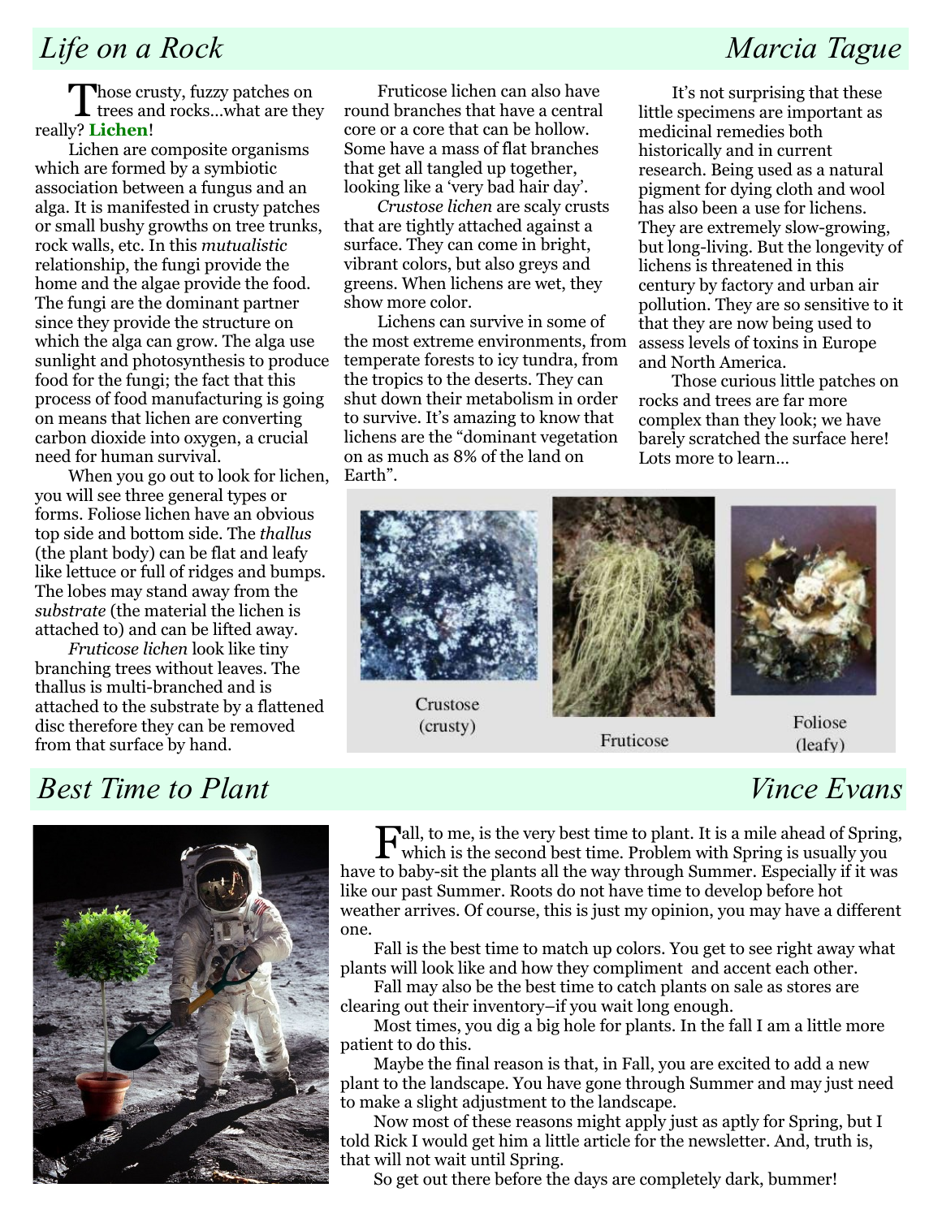## Life on a Rock

### Marcia Tague

Those crusty, fuzzy patches on trees and rocks...what are they really? **Lichen**!

Lichen are composite organisms which are formed by a symbiotic association between a fungus and an alga. It is manifested in crusty patches or small bushy growths on tree trunks, rock walls, etc. In this *mutualistic* relationship, the fungi provide the home and the algae provide the food. The fungi are the dominant partner since they provide the structure on which the alga can grow. The alga use sunlight and photosynthesis to produce food for the fungi; the fact that this process of food manufacturing is going on means that lichen are converting carbon dioxide into oxygen, a crucial need for human survival.

When you go out to look for lichen, you will see three general types or forms. Foliose lichen have an obvious top side and bottom side. The *thallus* (the plant body) can be flat and leafy like lettuce or full of ridges and bumps. The lobes may stand away from the *substrate* (the material the lichen is attached to) and can be lifted away.

*Fruticose lichen* look like tiny branching trees without leaves. The thallus is multi-branched and is attached to the substrate by a flattened disc therefore they can be removed from that surface by hand.

Fruticose lichen can also have round branches that have a central core or a core that can be hollow. Some have a mass of flat branches that get all tangled up together, looking like a 'very bad hair day'.

*Crustose lichen* are scaly crusts that are tightly attached against a surface. They can come in bright, vibrant colors, but also greys and greens. When lichens are wet, they show more color.

Lichens can survive in some of the most extreme environments, from temperate forests to icy tundra, from the tropics to the deserts. They can shut down their metabolism in order to survive. It's amazing to know that lichens are the "dominant vegetation on as much as 8% of the land on Earth".

It's not surprising that these little specimens are important as medicinal remedies both historically and in current research. Being used as a natural pigment for dying cloth and wool has also been a use for lichens. They are extremely slow-growing, but long-living. But the longevity of lichens is threatened in this century by factory and urban air pollution. They are so sensitive to it that they are now being used to assess levels of toxins in Europe and North America.

Those curious little patches on rocks and trees are far more complex than they look; we have barely scratched the surface here! Lots more to learn...

Crustose (crusty)

Fruticose

Foliose (leafy)

## Best Time to Plant

### Vince Evans

Fall, to me, is the very best time to plant. It is a mile ahead of Spring, which is the second best time. Problem with Spring is usually you have to baby-sit the plants all the way through Summer. Especially if it was like our past Summer. Roots do not have time to develop before hot weather arrives. Of course, this is just my opinion, you may have a different one.

Fall is the best time to match up colors. You get to see right away what plants will look like and how they compliment and accent each other.

Fall may also be the best time to catch plants on sale as stores are clearing out their inventory–if you wait long enough.

Most times, you dig a big hole for plants. In the fall I am a little more patient to do this.

Maybe the final reason is that, in Fall, you are excited to add a new plant to the landscape. You have gone through Summer and may just need to make a slight adjustment to the landscape.

Now most of these reasons might apply just as aptly for Spring, but I told Rick I would get him a little article for the newsletter. And, truth is, that will not wait until Spring.

So get out there before the days are completely dark, bummer!